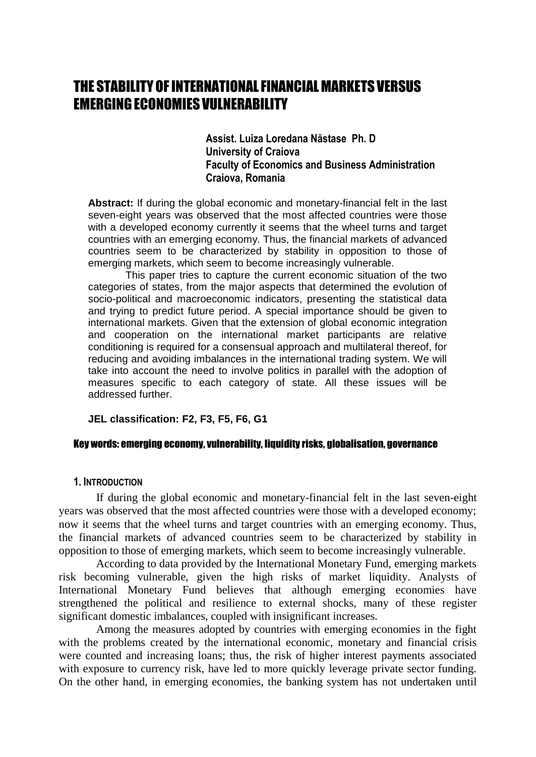# THE STABILITY OF INTERNATIONAL FINANCIAL MARKETS VERSUS EMERGING ECONOMIES VULNERABILITY

**Assist. Luiza Loredana Năstase Ph. D**
**University of Craiova**
**Faculty of Economics and Business Administration**
**Craiova, Romania**

**Abstract:** If during the global economic and monetary-financial felt in the last seven-eight years was observed that the most affected countries were those with a developed economy currently it seems that the wheel turns and target countries with an emerging economy. Thus, the financial markets of advanced countries seem to be characterized by stability in opposition to those of emerging markets, which seem to become increasingly vulnerable.

This paper tries to capture the current economic situation of the two categories of states, from the major aspects that determined the evolution of socio-political and macroeconomic indicators, presenting the statistical data and trying to predict future period. A special importance should be given to international markets. Given that the extension of global economic integration and cooperation on the international market participants are relative conditioning is required for a consensual approach and multilateral thereof, for reducing and avoiding imbalances in the international trading system. We will take into account the need to involve politics in parallel with the adoption of measures specific to each category of state. All these issues will be addressed further.

**JEL classification: F2, F3, F5, F6, G1**

**Key words: emerging economy, vulnerability, liquidity risks, globalisation, governance**

## 1. INTRODUCTION

If during the global economic and monetary-financial felt in the last seven-eight years was observed that the most affected countries were those with a developed economy; now it seems that the wheel turns and target countries with an emerging economy. Thus, the financial markets of advanced countries seem to be characterized by stability in opposition to those of emerging markets, which seem to become increasingly vulnerable.

According to data provided by the International Monetary Fund, emerging markets risk becoming vulnerable, given the high risks of market liquidity. Analysts of International Monetary Fund believes that although emerging economies have strengthened the political and resilience to external shocks, many of these register significant domestic imbalances, coupled with insignificant increases.

Among the measures adopted by countries with emerging economies in the fight with the problems created by the international economic, monetary and financial crisis were counted and increasing loans; thus, the risk of higher interest payments associated with exposure to currency risk, have led to more quickly leverage private sector funding. On the other hand, in emerging economies, the banking system has not undertaken until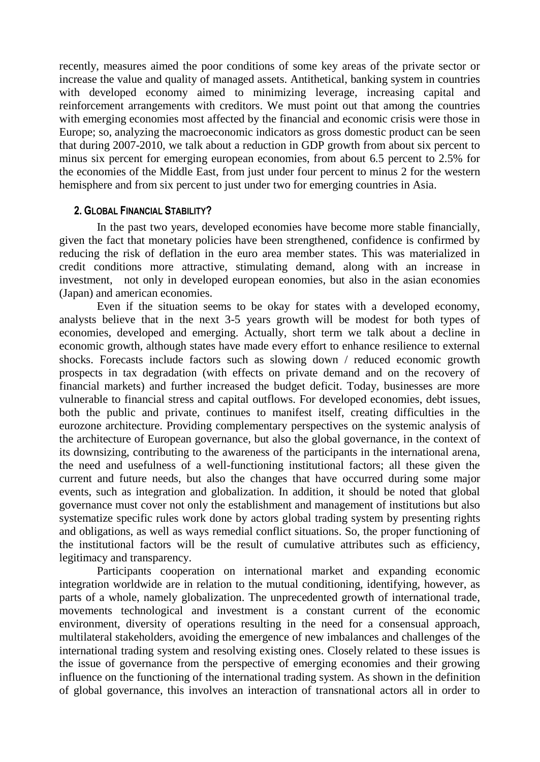recently, measures aimed the poor conditions of some key areas of the private sector or increase the value and quality of managed assets. Antithetical, banking system in countries with developed economy aimed to minimizing leverage, increasing capital and reinforcement arrangements with creditors. We must point out that among the countries with emerging economies most affected by the financial and economic crisis were those in Europe; so, analyzing the macroeconomic indicators as gross domestic product can be seen that during 2007-2010, we talk about a reduction in GDP growth from about six percent to minus six percent for emerging european economies, from about 6.5 percent to 2.5% for the economies of the Middle East, from just under four percent to minus 2 for the western hemisphere and from six percent to just under two for emerging countries in Asia.

## 2. GLOBAL FINANCIAL STABILITY?

In the past two years, developed economies have become more stable financially, given the fact that monetary policies have been strengthened, confidence is confirmed by reducing the risk of deflation in the euro area member states. This was materialized in credit conditions more attractive, stimulating demand, along with an increase in investment, not only in developed european eonomies, but also in the asian economies (Japan) and american economies.

Even if the situation seems to be okay for states with a developed economy, analysts believe that in the next 3-5 years growth will be modest for both types of economies, developed and emerging. Actually, short term we talk about a decline in economic growth, although states have made every effort to enhance resilience to external shocks. Forecasts include factors such as slowing down / reduced economic growth prospects in tax degradation (with effects on private demand and on the recovery of financial markets) and further increased the budget deficit. Today, businesses are more vulnerable to financial stress and capital outflows. For developed economies, debt issues, both the public and private, continues to manifest itself, creating difficulties in the eurozone architecture. Providing complementary perspectives on the systemic analysis of the architecture of European governance, but also the global governance, in the context of its downsizing, contributing to the awareness of the participants in the international arena, the need and usefulness of a well-functioning institutional factors; all these given the current and future needs, but also the changes that have occurred during some major events, such as integration and globalization. In addition, it should be noted that global governance must cover not only the establishment and management of institutions but also systematize specific rules work done by actors global trading system by presenting rights and obligations, as well as ways remedial conflict situations. So, the proper functioning of the institutional factors will be the result of cumulative attributes such as efficiency, legitimacy and transparency.

Participants cooperation on international market and expanding economic integration worldwide are in relation to the mutual conditioning, identifying, however, as parts of a whole, namely globalization. The unprecedented growth of international trade, movements technological and investment is a constant current of the economic environment, diversity of operations resulting in the need for a consensual approach, multilateral stakeholders, avoiding the emergence of new imbalances and challenges of the international trading system and resolving existing ones. Closely related to these issues is the issue of governance from the perspective of emerging economies and their growing influence on the functioning of the international trading system. As shown in the definition of global governance, this involves an interaction of transnational actors all in order to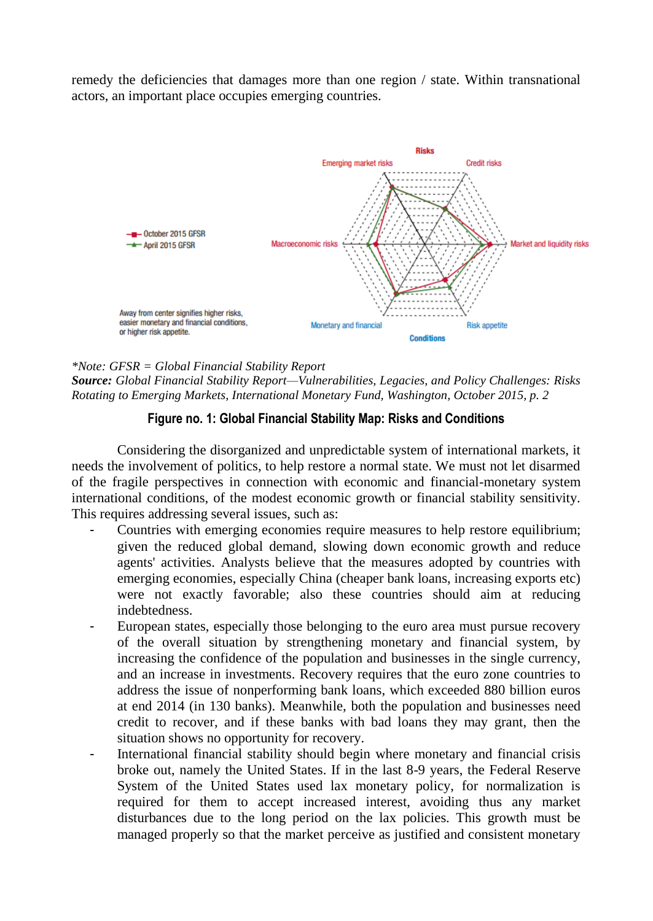remedy the deficiencies that damages more than one region / state. Within transnational actors, an important place occupies emerging countries.

*\*Note: GFSR = Global Financial Stability Report*
***Source:** Global Financial Stability Report—Vulnerabilities, Legacies, and Policy Challenges: Risks Rotating to Emerging Markets, International Monetary Fund, Washington, October 2015, p. 2*

**Figure no. 1: Global Financial Stability Map: Risks and Conditions**

Considering the disorganized and unpredictable system of international markets, it needs the involvement of politics, to help restore a normal state. We must not let disarmed of the fragile perspectives in connection with economic and financial-monetary system international conditions, of the modest economic growth or financial stability sensitivity. This requires addressing several issues, such as:

- Countries with emerging economies require measures to help restore equilibrium; given the reduced global demand, slowing down economic growth and reduce agents' activities. Analysts believe that the measures adopted by countries with emerging economies, especially China (cheaper bank loans, increasing exports etc) were not exactly favorable; also these countries should aim at reducing indebtedness.
- European states, especially those belonging to the euro area must pursue recovery of the overall situation by strengthening monetary and financial system, by increasing the confidence of the population and businesses in the single currency, and an increase in investments. Recovery requires that the euro zone countries to address the issue of nonperforming bank loans, which exceeded 880 billion euros at end 2014 (in 130 banks). Meanwhile, both the population and businesses need credit to recover, and if these banks with bad loans they may grant, then the situation shows no opportunity for recovery.
- International financial stability should begin where monetary and financial crisis broke out, namely the United States. If in the last 8-9 years, the Federal Reserve System of the United States used lax monetary policy, for normalization is required for them to accept increased interest, avoiding thus any market disturbances due to the long period on the lax policies. This growth must be managed properly so that the market perceive as justified and consistent monetary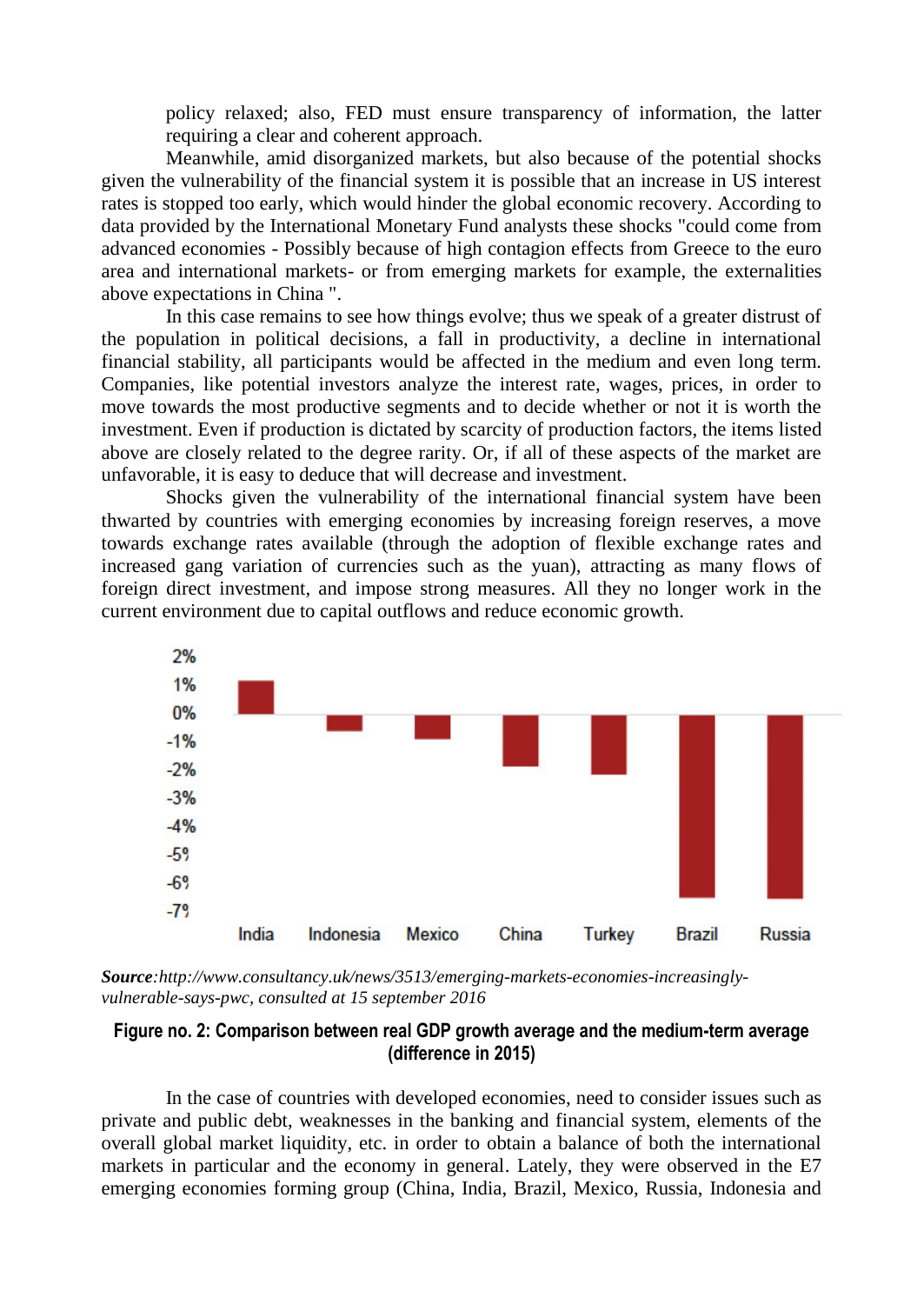policy relaxed; also, FED must ensure transparency of information, the latter requiring a clear and coherent approach.

Meanwhile, amid disorganized markets, but also because of the potential shocks given the vulnerability of the financial system it is possible that an increase in US interest rates is stopped too early, which would hinder the global economic recovery. According to data provided by the International Monetary Fund analysts these shocks "could come from advanced economies - Possibly because of high contagion effects from Greece to the euro area and international markets- or from emerging markets for example, the externalities above expectations in China ".

In this case remains to see how things evolve; thus we speak of a greater distrust of the population in political decisions, a fall in productivity, a decline in international financial stability, all participants would be affected in the medium and even long term. Companies, like potential investors analyze the interest rate, wages, prices, in order to move towards the most productive segments and to decide whether or not it is worth the investment. Even if production is dictated by scarcity of production factors, the items listed above are closely related to the degree rarity. Or, if all of these aspects of the market are unfavorable, it is easy to deduce that will decrease and investment.

Shocks given the vulnerability of the international financial system have been thwarted by countries with emerging economies by increasing foreign reserves, a move towards exchange rates available (through the adoption of flexible exchange rates and increased gang variation of currencies such as the yuan), attracting as many flows of foreign direct investment, and impose strong measures. All they no longer work in the current environment due to capital outflows and reduce economic growth.

***Source***:*http://www.consultancy.uk/news/3513/emerging-markets-economies-increasingly-vulnerable-says-pwc, consulted at 15 september 2016*

**Figure no. 2: Comparison between real GDP growth average and the medium-term average (difference in 2015)**

In the case of countries with developed economies, need to consider issues such as private and public debt, weaknesses in the banking and financial system, elements of the overall global market liquidity, etc. in order to obtain a balance of both the international markets in particular and the economy in general. Lately, they were observed in the E7 emerging economies forming group (China, India, Brazil, Mexico, Russia, Indonesia and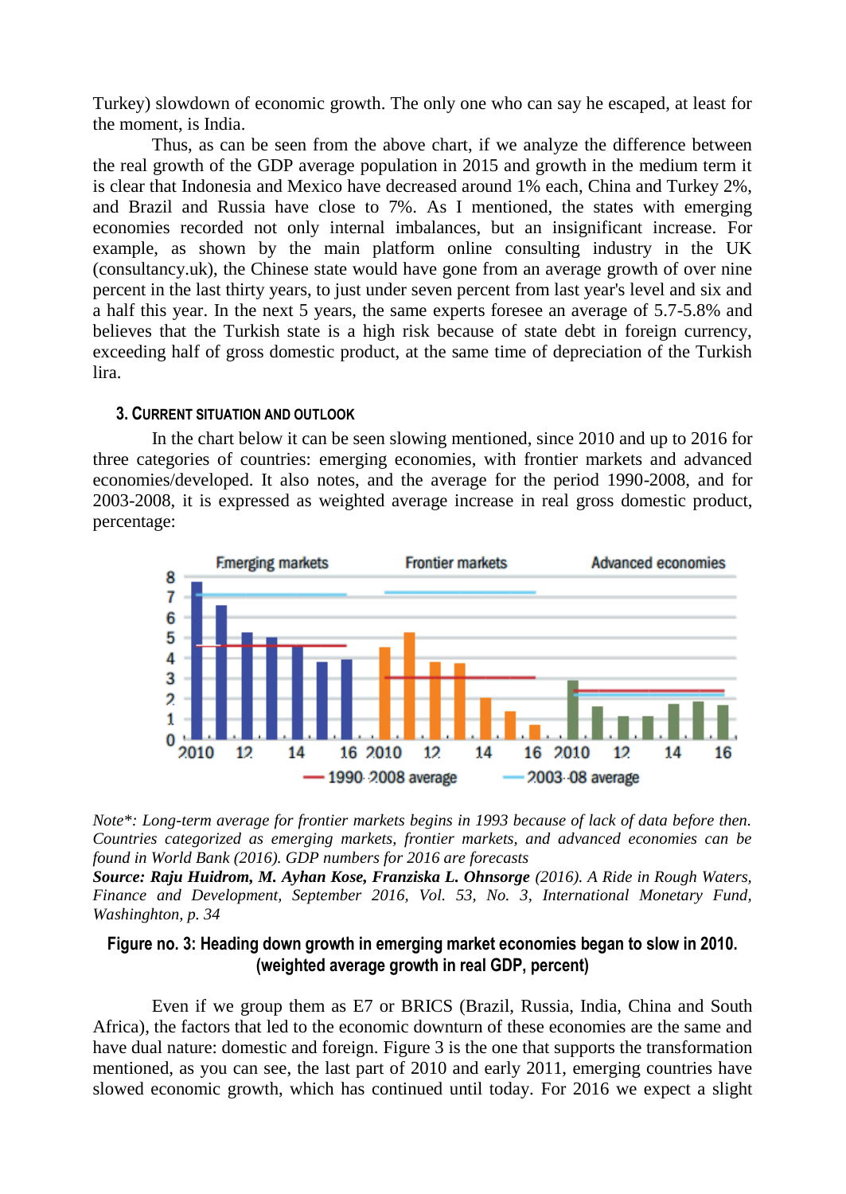Turkey) slowdown of economic growth. The only one who can say he escaped, at least for the moment, is India.

Thus, as can be seen from the above chart, if we analyze the difference between the real growth of the GDP average population in 2015 and growth in the medium term it is clear that Indonesia and Mexico have decreased around 1% each, China and Turkey 2%, and Brazil and Russia have close to 7%. As I mentioned, the states with emerging economies recorded not only internal imbalances, but an insignificant increase. For example, as shown by the main platform online consulting industry in the UK (consultancy.uk), the Chinese state would have gone from an average growth of over nine percent in the last thirty years, to just under seven percent from last year's level and six and a half this year. In the next 5 years, the same experts foresee an average of 5.7-5.8% and believes that the Turkish state is a high risk because of state debt in foreign currency, exceeding half of gross domestic product, at the same time of depreciation of the Turkish lira.

## 3. Current situation and outlook

In the chart below it can be seen slowing mentioned, since 2010 and up to 2016 for three categories of countries: emerging economies, with frontier markets and advanced economies/developed. It also notes, and the average for the period 1990-2008, and for 2003-2008, it is expressed as weighted average increase in real gross domestic product, percentage:

*Note\*: Long-term average for frontier markets begins in 1993 because of lack of data before then. Countries categorized as emerging markets, frontier markets, and advanced economies can be found in World Bank (2016). GDP numbers for 2016 are forecasts*

***Source: Raju Huidrom, M. Ayhan Kose, Franziska L. Ohnsorge*** *(2016). A Ride in Rough Waters, Finance and Development, September 2016, Vol. 53, No. 3, International Monetary Fund, Washinghton, p. 34*

**Figure no. 3: Heading down growth in emerging market economies began to slow in 2010. (weighted average growth in real GDP, percent)**

Even if we group them as E7 or BRICS (Brazil, Russia, India, China and South Africa), the factors that led to the economic downturn of these economies are the same and have dual nature: domestic and foreign. Figure 3 is the one that supports the transformation mentioned, as you can see, the last part of 2010 and early 2011, emerging countries have slowed economic growth, which has continued until today. For 2016 we expect a slight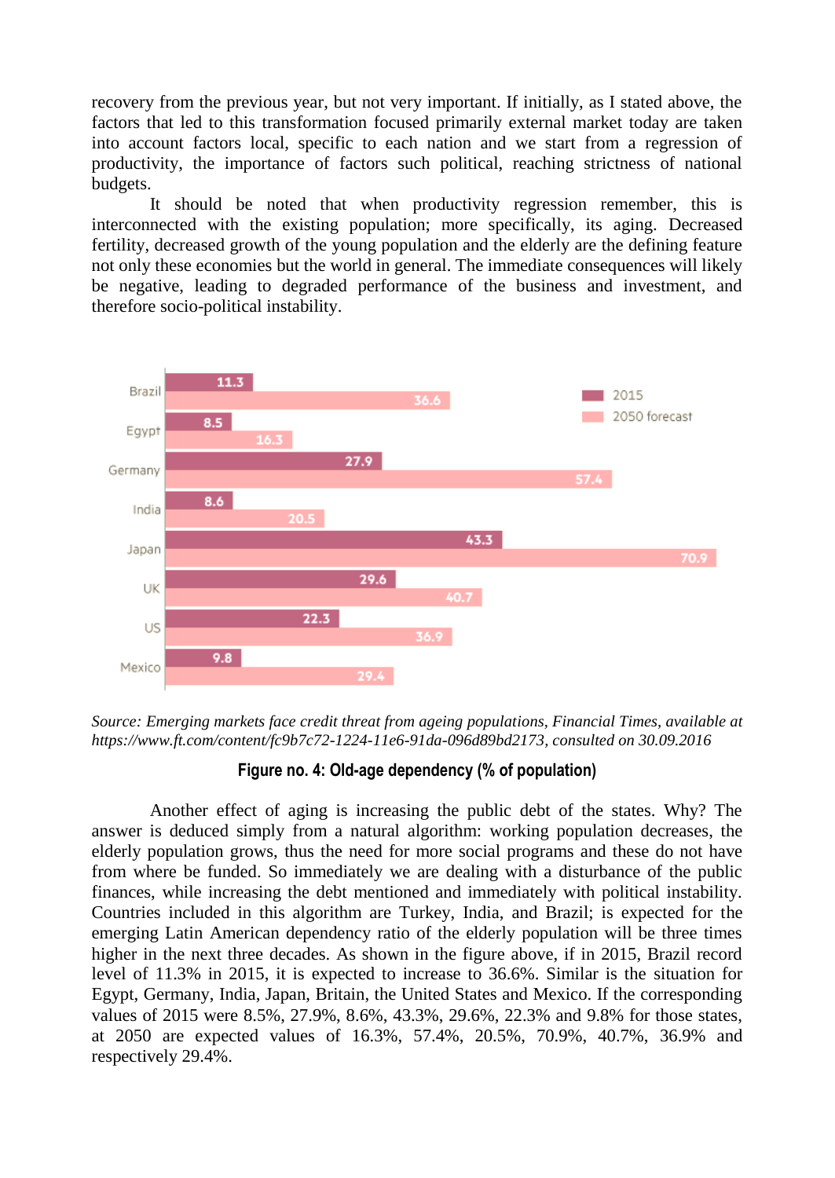recovery from the previous year, but not very important. If initially, as I stated above, the factors that led to this transformation focused primarily external market today are taken into account factors local, specific to each nation and we start from a regression of productivity, the importance of factors such political, reaching strictness of national budgets.

It should be noted that when productivity regression remember, this is interconnected with the existing population; more specifically, its aging. Decreased fertility, decreased growth of the young population and the elderly are the defining feature not only these economies but the world in general. The immediate consequences will likely be negative, leading to degraded performance of the business and investment, and therefore socio-political instability.

| | 2015 | 2050 forecast |
|---|---|---|
| Brazil | 11.3 | 36.6 |
| Egypt | 8.5 | 16.3 |
| Germany | 27.9 | 57.4 |
| India | 8.6 | 20.5 |
| Japan | 43.3 | 70.9 |
| UK | 29.6 | 40.7 |
| US | 22.3 | 36.9 |
| Mexico | 9.8 | 29.4 |

*Source: Emerging markets face credit threat from ageing populations, Financial Times, available at https://www.ft.com/content/fc9b7c72-1224-11e6-91da-096d89bd2173, consulted on 30.09.2016*

**Figure no. 4: Old-age dependency (% of population)**

Another effect of aging is increasing the public debt of the states. Why? The answer is deduced simply from a natural algorithm: working population decreases, the elderly population grows, thus the need for more social programs and these do not have from where be funded. So immediately we are dealing with a disturbance of the public finances, while increasing the debt mentioned and immediately with political instability. Countries included in this algorithm are Turkey, India, and Brazil; is expected for the emerging Latin American dependency ratio of the elderly population will be three times higher in the next three decades. As shown in the figure above, if in 2015, Brazil record level of 11.3% in 2015, it is expected to increase to 36.6%. Similar is the situation for Egypt, Germany, India, Japan, Britain, the United States and Mexico. If the corresponding values of 2015 were 8.5%, 27.9%, 8.6%, 43.3%, 29.6%, 22.3% and 9.8% for those states, at 2050 are expected values of 16.3%, 57.4%, 20.5%, 70.9%, 40.7%, 36.9% and respectively 29.4%.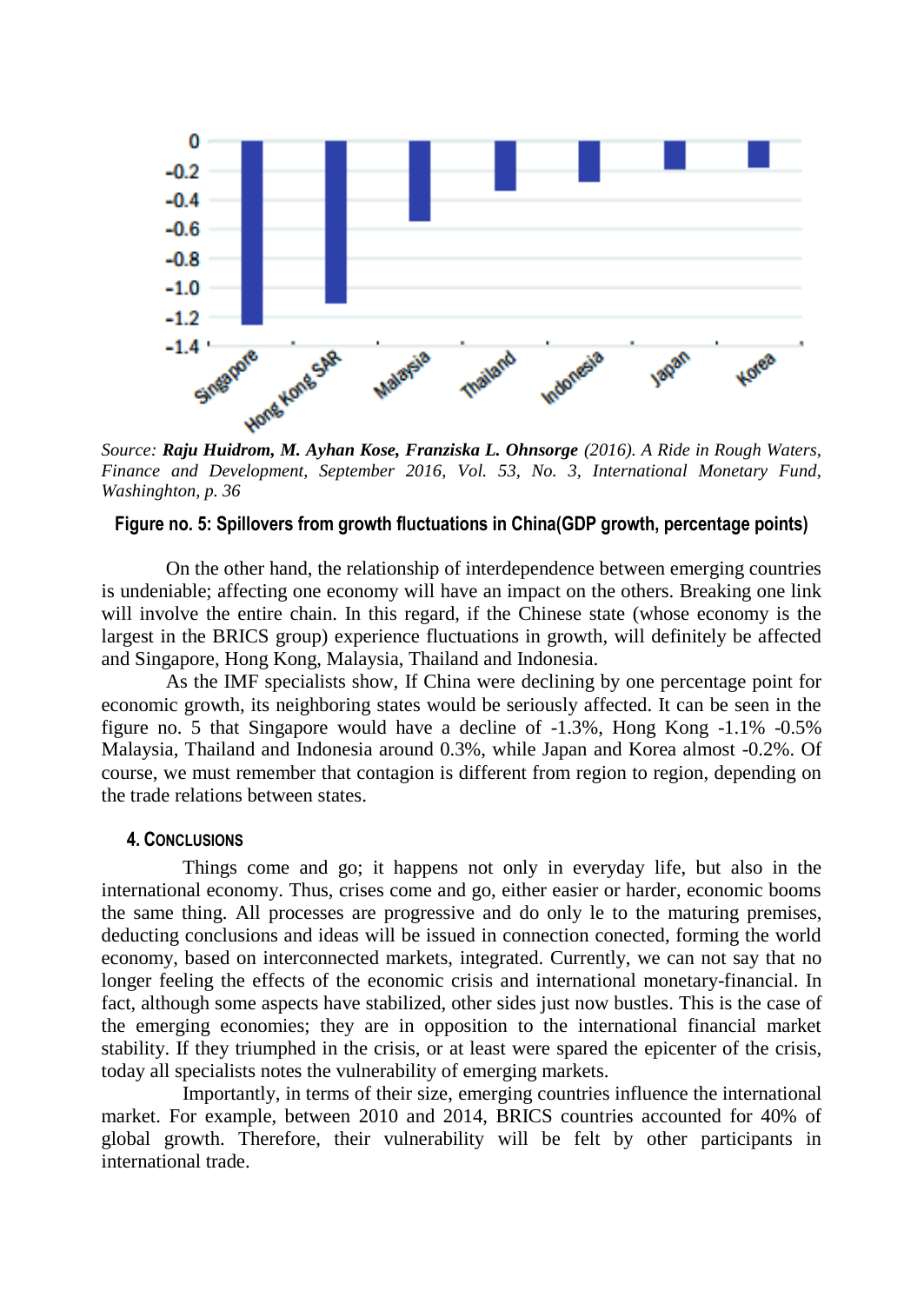Source: ***Raju Huidrom, M. Ayhan Kose, Franziska L. Ohnsorge*** *(2016). A Ride in Rough Waters, Finance and Development, September 2016, Vol. 53, No. 3, International Monetary Fund, Washinghton, p. 36*

**Figure no. 5: Spillovers from growth fluctuations in China(GDP growth, percentage points)**

On the other hand, the relationship of interdependence between emerging countries is undeniable; affecting one economy will have an impact on the others. Breaking one link will involve the entire chain. In this regard, if the Chinese state (whose economy is the largest in the BRICS group) experience fluctuations in growth, will definitely be affected and Singapore, Hong Kong, Malaysia, Thailand and Indonesia.

As the IMF specialists show, If China were declining by one percentage point for economic growth, its neighboring states would be seriously affected. It can be seen in the figure no. 5 that Singapore would have a decline of -1.3%, Hong Kong -1.1% -0.5% Malaysia, Thailand and Indonesia around 0.3%, while Japan and Korea almost -0.2%. Of course, we must remember that contagion is different from region to region, depending on the trade relations between states.

## 4. Conclusions

Things come and go; it happens not only in everyday life, but also in the international economy. Thus, crises come and go, either easier or harder, economic booms the same thing. All processes are progressive and do only le to the maturing premises, deducting conclusions and ideas will be issued in connection conected, forming the world economy, based on interconnected markets, integrated. Currently, we can not say that no longer feeling the effects of the economic crisis and international monetary-financial. In fact, although some aspects have stabilized, other sides just now bustles. This is the case of the emerging economies; they are in opposition to the international financial market stability. If they triumphed in the crisis, or at least were spared the epicenter of the crisis, today all specialists notes the vulnerability of emerging markets.

Importantly, in terms of their size, emerging countries influence the international market. For example, between 2010 and 2014, BRICS countries accounted for 40% of global growth. Therefore, their vulnerability will be felt by other participants in international trade.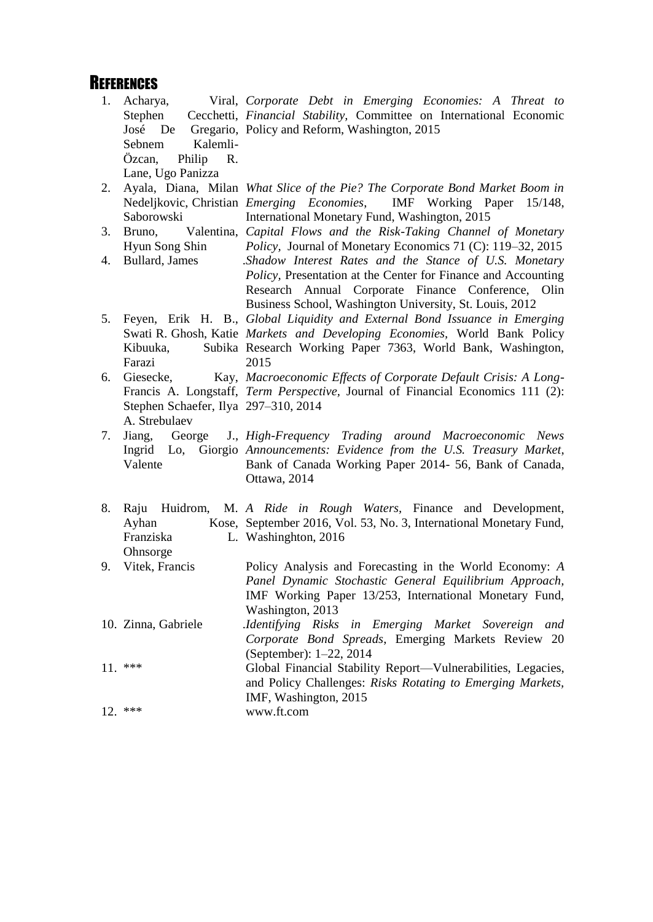## REFERENCES

1. Acharya, Viral, Stephen Cecchetti, José De Gregario, Sebnem Kalemli-Özcan, Philip R. Lane, Ugo Panizza *Corporate Debt in Emerging Economies: A Threat to Financial Stability,* Committee on International Economic Policy and Reform, Washington, 2015
2. Ayala, Diana, Milan Nedeljkovic, Christian Saborowski *What Slice of the Pie? The Corporate Bond Market Boom in Emerging Economies*, IMF Working Paper 15/148, International Monetary Fund, Washington, 2015
3. Bruno, Valentina, Hyun Song Shin *Capital Flows and the Risk-Taking Channel of Monetary Policy,* Journal of Monetary Economics 71 (C): 119–32, 2015
4. Bullard, James .*Shadow Interest Rates and the Stance of U.S. Monetary Policy,* Presentation at the Center for Finance and Accounting Research Annual Corporate Finance Conference, Olin Business School, Washington University, St. Louis, 2012
5. Feyen, Erik H. B., Swati R. Ghosh, Katie Kibuuka, Subika Farazi *Global Liquidity and External Bond Issuance in Emerging Markets and Developing Economies,* World Bank Policy Research Working Paper 7363, World Bank, Washington, 2015
6. Giesecke, Kay, Francis A. Longstaff, Stephen Schaefer, Ilya A. Strebulaev *Macroeconomic Effects of Corporate Default Crisis: A Long-Term Perspective,* Journal of Financial Economics 111 (2): 297–310, 2014
7. Jiang, George J., Ingrid Lo, Giorgio Valente *High-Frequency Trading around Macroeconomic News Announcements: Evidence from the U.S. Treasury Market*, Bank of Canada Working Paper 2014- 56, Bank of Canada, Ottawa, 2014
8. Raju Huidrom, M. Ayhan Kose, Franziska L. Ohnsorge *A Ride in Rough Waters*, Finance and Development, September 2016, Vol. 53, No. 3, International Monetary Fund, Washinghton, 2016
9. Vitek, Francis Policy Analysis and Forecasting in the World Economy: *A Panel Dynamic Stochastic General Equilibrium Approach*, IMF Working Paper 13/253, International Monetary Fund, Washington, 2013
10. Zinna, Gabriele .*Identifying Risks in Emerging Market Sovereign and Corporate Bond Spreads*, Emerging Markets Review 20 (September): 1–22, 2014
11. *** Global Financial Stability Report—Vulnerabilities, Legacies, and Policy Challenges: *Risks Rotating to Emerging Markets,* IMF, Washington, 2015
12. *** www.ft.com